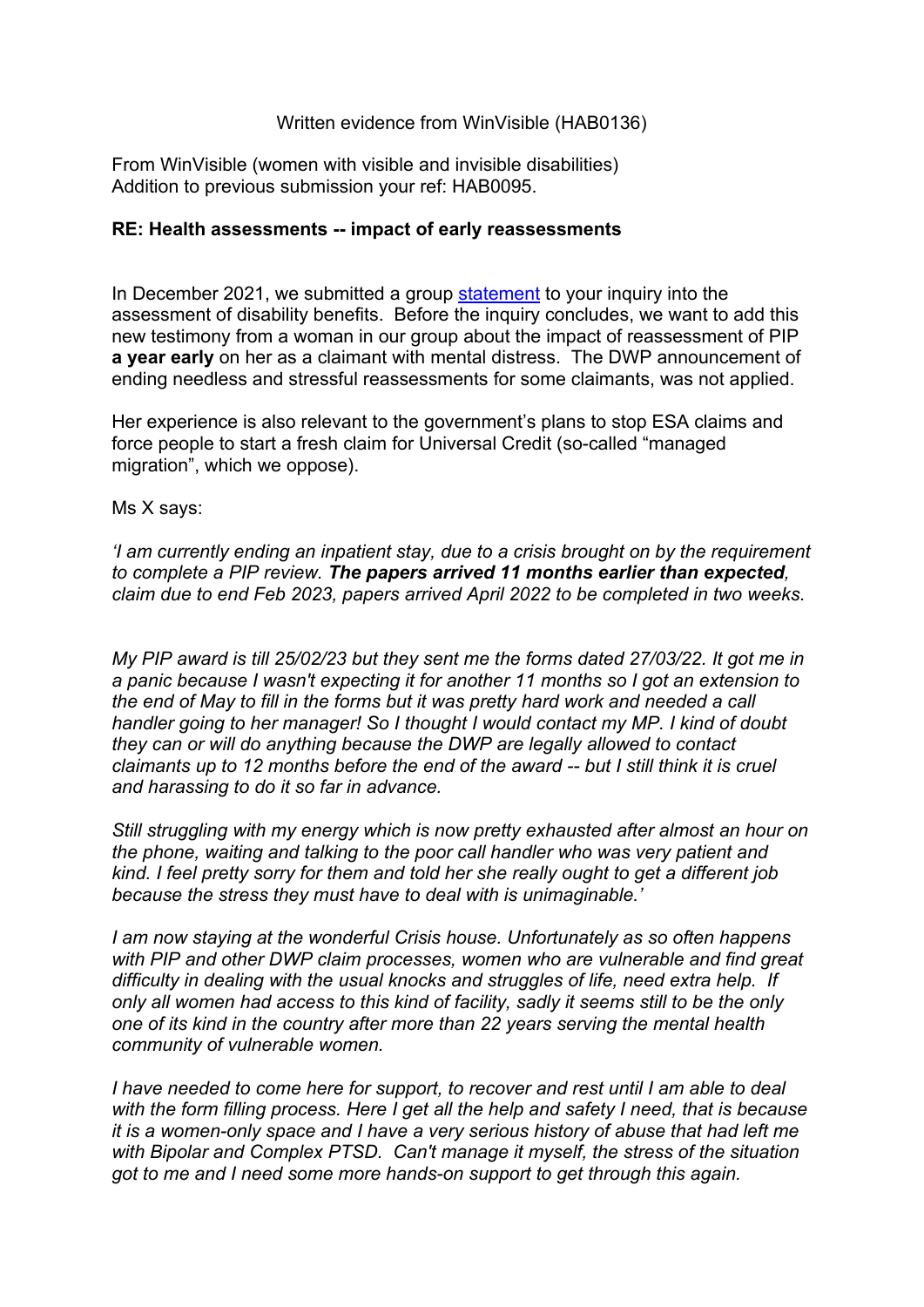Written evidence from WinVisible (HAB0136)

From WinVisible (women with visible and invisible disabilities)
Addition to previous submission your ref: HAB0095.

**RE: Health assessments -- impact of early reassessments**

In December 2021, we submitted a group statement to your inquiry into the assessment of disability benefits. Before the inquiry concludes, we want to add this new testimony from a woman in our group about the impact of reassessment of PIP **a year early** on her as a claimant with mental distress. The DWP announcement of ending needless and stressful reassessments for some claimants, was not applied.

Her experience is also relevant to the government's plans to stop ESA claims and force people to start a fresh claim for Universal Credit (so-called "managed migration", which we oppose).

Ms X says:

*'I am currently ending an inpatient stay, due to a crisis brought on by the requirement to complete a PIP review.* ***The papers arrived 11 months earlier than expected****, claim due to end Feb 2023, papers arrived April 2022 to be completed in two weeks.*

*My PIP award is till 25/02/23 but they sent me the forms dated 27/03/22. It got me in a panic because I wasn't expecting it for another 11 months so I got an extension to the end of May to fill in the forms but it was pretty hard work and needed a call handler going to her manager! So I thought I would contact my MP. I kind of doubt they can or will do anything because the DWP are legally allowed to contact claimants up to 12 months before the end of the award -- but I still think it is cruel and harassing to do it so far in advance.*

*Still struggling with my energy which is now pretty exhausted after almost an hour on the phone, waiting and talking to the poor call handler who was very patient and kind. I feel pretty sorry for them and told her she really ought to get a different job because the stress they must have to deal with is unimaginable.'*

*I am now staying at the wonderful Crisis house. Unfortunately as so often happens with PIP and other DWP claim processes, women who are vulnerable and find great difficulty in dealing with the usual knocks and struggles of life, need extra help. If only all women had access to this kind of facility, sadly it seems still to be the only one of its kind in the country after more than 22 years serving the mental health community of vulnerable women.*

*I have needed to come here for support, to recover and rest until I am able to deal with the form filling process. Here I get all the help and safety I need, that is because it is a women-only space and I have a very serious history of abuse that had left me with Bipolar and Complex PTSD. Can't manage it myself, the stress of the situation got to me and I need some more hands-on support to get through this again.*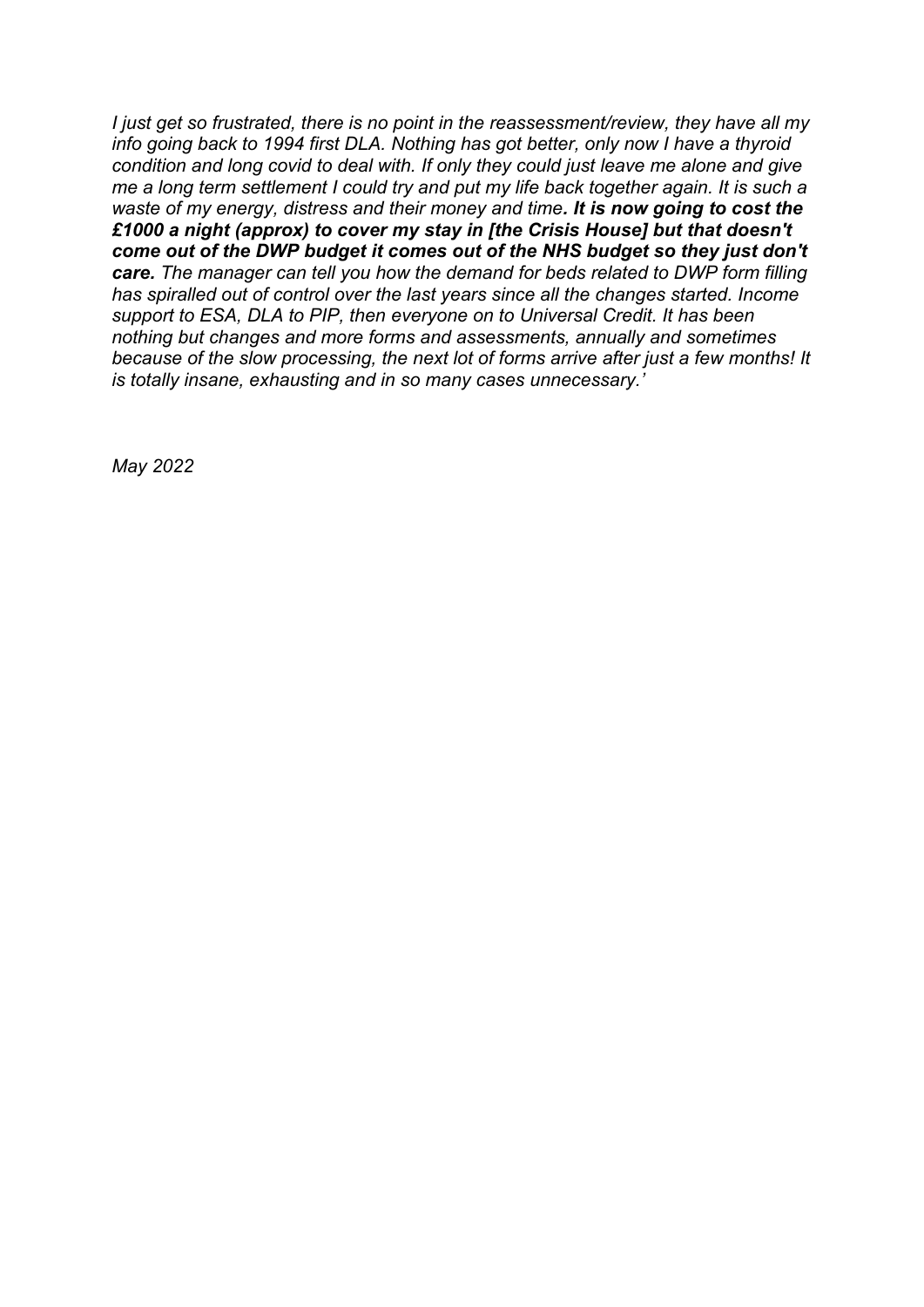*I just get so frustrated, there is no point in the reassessment/review, they have all my info going back to 1994 first DLA. Nothing has got better, only now I have a thyroid condition and long covid to deal with. If only they could just leave me alone and give me a long term settlement I could try and put my life back together again. It is such a waste of my energy, distress and their money and time* ***. It is now going to cost the £1000 a night (approx) to cover my stay in [the Crisis House] but that doesn't come out of the DWP budget it comes out of the NHS budget so they just don't care.*** *The manager can tell you how the demand for beds related to DWP form filling has spiralled out of control over the last years since all the changes started. Income support to ESA, DLA to PIP, then everyone on to Universal Credit. It has been nothing but changes and more forms and assessments, annually and sometimes because of the slow processing, the next lot of forms arrive after just a few months! It is totally insane, exhausting and in so many cases unnecessary.'*

*May 2022*